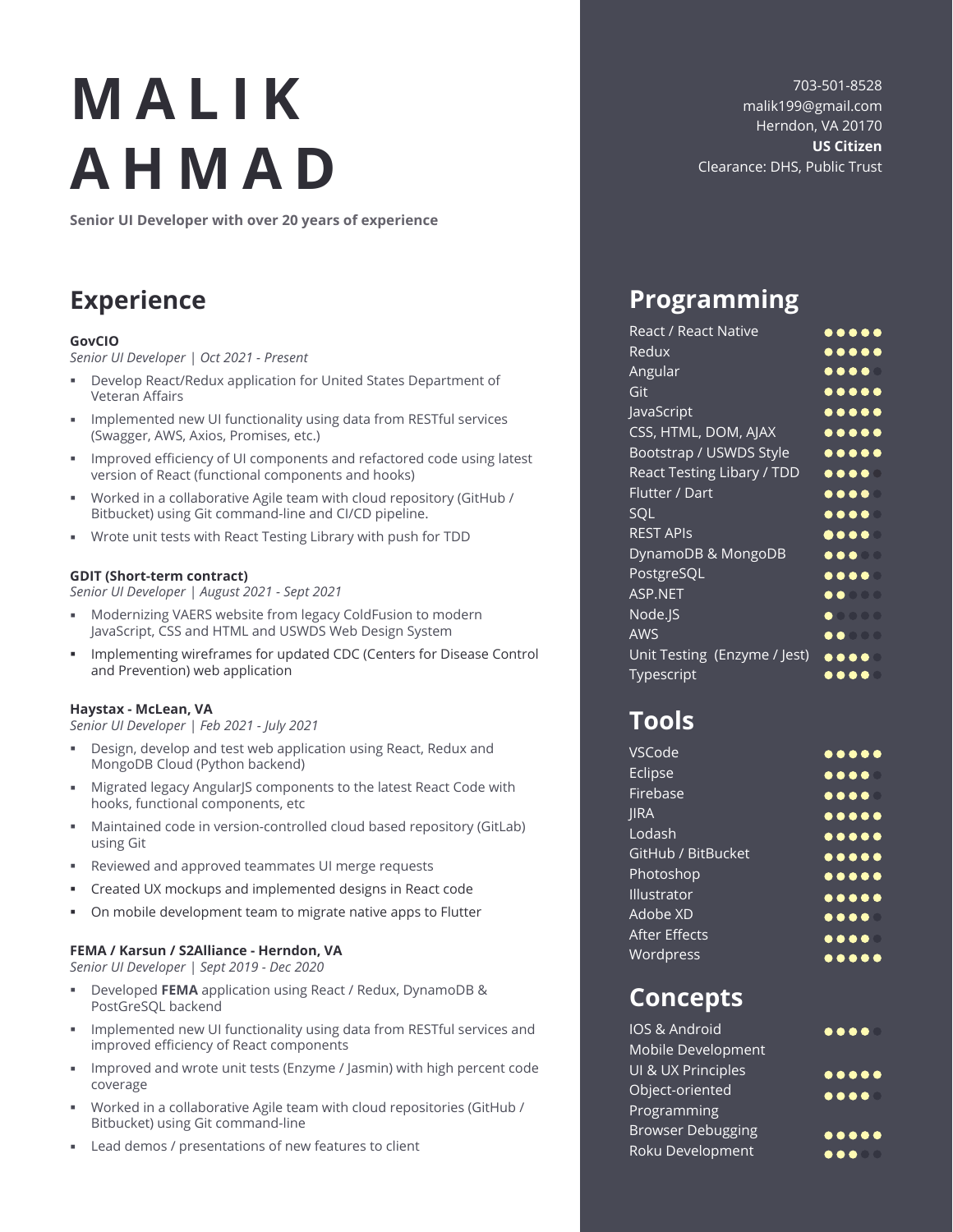# MALIK AHMAD

**Senior UI Developer with over 20 years of experience**

703-501-8528
malik199@gmail.com
Herndon, VA 20170
**US Citizen**
Clearance: DHS, Public Trust

## Experience

**GovCIO**
*Senior UI Developer | Oct 2021 - Present*

- Develop React/Redux application for United States Department of Veteran Affairs
- Implemented new UI functionality using data from RESTful services (Swagger, AWS, Axios, Promises, etc.)
- Improved efficiency of UI components and refactored code using latest version of React (functional components and hooks)
- Worked in a collaborative Agile team with cloud repository (GitHub / Bitbucket) using Git command-line and CI/CD pipeline.
- Wrote unit tests with React Testing Library with push for TDD

**GDIT (Short-term contract)**
*Senior UI Developer | August 2021 - Sept 2021*

- Modernizing VAERS website from legacy ColdFusion to modern JavaScript, CSS and HTML and USWDS Web Design System
- Implementing wireframes for updated CDC (Centers for Disease Control and Prevention) web application

**Haystax - McLean, VA**
*Senior UI Developer | Feb 2021 - July 2021*

- Design, develop and test web application using React, Redux and MongoDB Cloud (Python backend)
- Migrated legacy AngularJS components to the latest React Code with hooks, functional components, etc
- Maintained code in version-controlled cloud based repository (GitLab) using Git
- Reviewed and approved teammates UI merge requests
- Created UX mockups and implemented designs in React code
- On mobile development team to migrate native apps to Flutter

**FEMA / Karsun / S2Alliance - Herndon, VA**
*Senior UI Developer | Sept 2019 - Dec 2020*

- Developed **FEMA** application using React / Redux, DynamoDB & PostGreSQL backend
- Implemented new UI functionality using data from RESTful services and improved efficiency of React components
- Improved and wrote unit tests (Enzyme / Jasmin) with high percent code coverage
- Worked in a collaborative Agile team with cloud repositories (GitHub / Bitbucket) using Git command-line
- Lead demos / presentations of new features to client

## Programming

| Skill | Rating |
|---|---|
| React / React Native | 5/5 |
| Redux | 5/5 |
| Angular | 4/5 |
| Git | 5/5 |
| JavaScript | 5/5 |
| CSS, HTML, DOM, AJAX | 5/5 |
| Bootstrap / USWDS Style | 5/5 |
| React Testing Libary / TDD | 4/5 |
| Flutter / Dart | 4/5 |
| SQL | 4/5 |
| REST APIs | 4/5 |
| DynamoDB & MongoDB | 3/5 |
| PostgreSQL | 4/5 |
| ASP.NET | 2/5 |
| Node.JS | 1/5 |
| AWS | 2/5 |
| Unit Testing (Enzyme / Jest) | 4/5 |
| Typescript | 4/5 |

## Tools

| Tool | Rating |
|---|---|
| VSCode | 5/5 |
| Eclipse | 4/5 |
| Firebase | 4/5 |
| JIRA | 5/5 |
| Lodash | 5/5 |
| GitHub / BitBucket | 5/5 |
| Photoshop | 5/5 |
| Illustrator | 5/5 |
| Adobe XD | 4/5 |
| After Effects | 4/5 |
| Wordpress | 5/5 |

## Concepts

| Concept | Rating |
|---|---|
| IOS & Android Mobile Development | 4/5 |
| UI & UX Principles | 5/5 |
| Object-oriented Programming | 4/5 |
| Browser Debugging | 5/5 |
| Roku Development | 3/5 |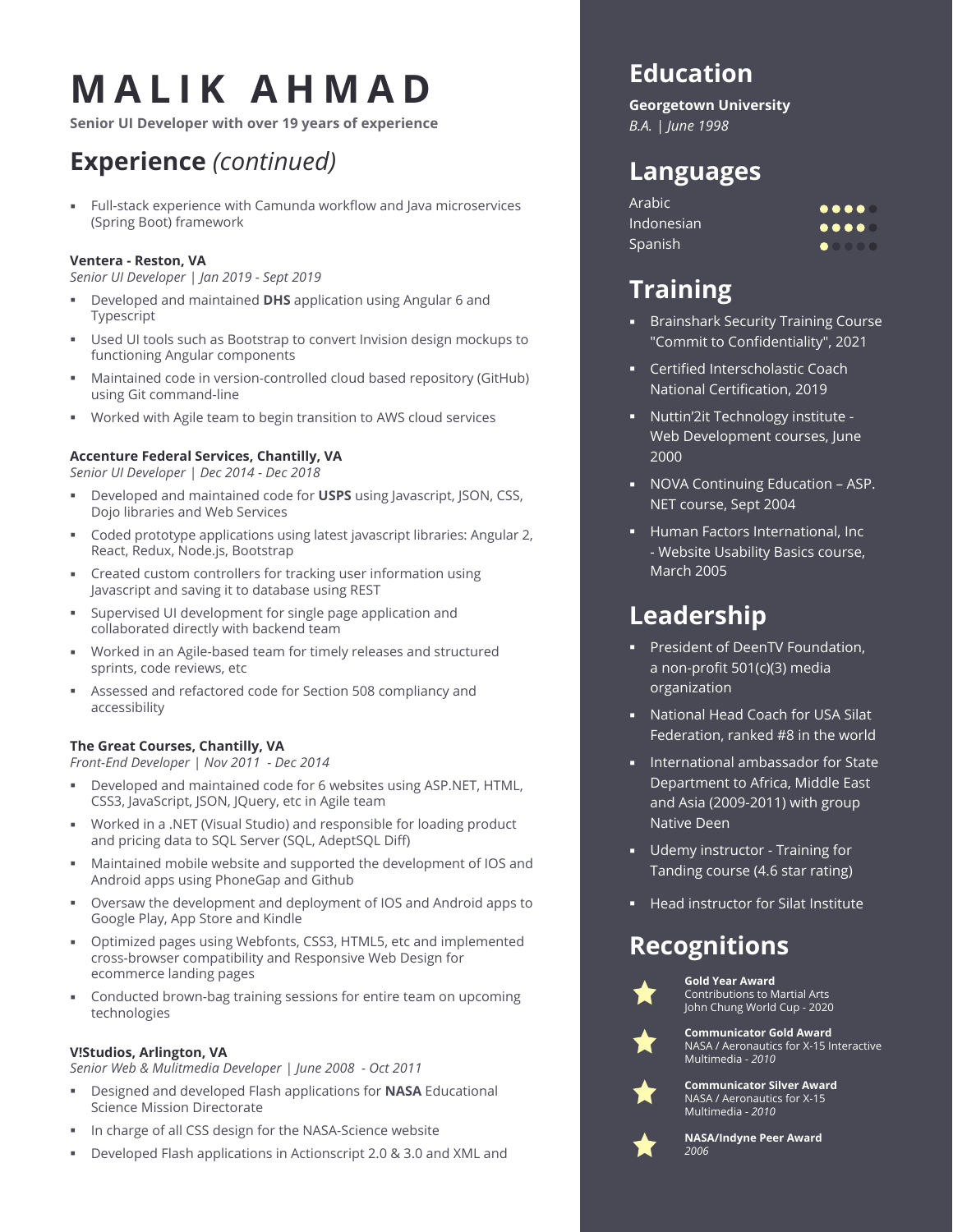# MALIK AHMAD

**Senior UI Developer with over 19 years of experience**

## Experience *(continued)*

- Full-stack experience with Camunda workflow and Java microservices (Spring Boot) framework

**Ventera - Reston, VA**
*Senior UI Developer | Jan 2019 - Sept 2019*

- Developed and maintained **DHS** application using Angular 6 and Typescript
- Used UI tools such as Bootstrap to convert Invision design mockups to functioning Angular components
- Maintained code in version-controlled cloud based repository (GitHub) using Git command-line
- Worked with Agile team to begin transition to AWS cloud services

**Accenture Federal Services, Chantilly, VA**
*Senior UI Developer | Dec 2014 - Dec 2018*

- Developed and maintained code for **USPS** using Javascript, JSON, CSS, Dojo libraries and Web Services
- Coded prototype applications using latest javascript libraries: Angular 2, React, Redux, Node.js, Bootstrap
- Created custom controllers for tracking user information using Javascript and saving it to database using REST
- Supervised UI development for single page application and collaborated directly with backend team
- Worked in an Agile-based team for timely releases and structured sprints, code reviews, etc
- Assessed and refactored code for Section 508 compliancy and accessibility

**The Great Courses, Chantilly, VA**
*Front-End Developer | Nov 2011 - Dec 2014*

- Developed and maintained code for 6 websites using ASP.NET, HTML, CSS3, JavaScript, JSON, JQuery, etc in Agile team
- Worked in a .NET (Visual Studio) and responsible for loading product and pricing data to SQL Server (SQL, AdeptSQL Diff)
- Maintained mobile website and supported the development of IOS and Android apps using PhoneGap and Github
- Oversaw the development and deployment of IOS and Android apps to Google Play, App Store and Kindle
- Optimized pages using Webfonts, CSS3, HTML5, etc and implemented cross-browser compatibility and Responsive Web Design for ecommerce landing pages
- Conducted brown-bag training sessions for entire team on upcoming technologies

**V!Studios, Arlington, VA**
*Senior Web & Mulitmedia Developer | June 2008 - Oct 2011*

- Designed and developed Flash applications for **NASA** Educational Science Mission Directorate
- In charge of all CSS design for the NASA-Science website
- Developed Flash applications in Actionscript 2.0 & 3.0 and XML and

## Education

**Georgetown University**
*B.A. | June 1998*

## Languages

| Language | Proficiency |
|---|---|
| Arabic | 4/5 |
| Indonesian | 4/5 |
| Spanish | 1/5 |

## Training

- Brainshark Security Training Course "Commit to Confidentiality", 2021
- Certified Interscholastic Coach National Certification, 2019
- Nuttin'2it Technology institute - Web Development courses, June 2000
- NOVA Continuing Education – ASP. NET course, Sept 2004
- Human Factors International, Inc - Website Usability Basics course, March 2005

## Leadership

- President of DeenTV Foundation, a non-profit 501(c)(3) media organization
- National Head Coach for USA Silat Federation, ranked #8 in the world
- International ambassador for State Department to Africa, Middle East and Asia (2009-2011) with group Native Deen
- Udemy instructor - Training for Tanding course (4.6 star rating)
- Head instructor for Silat Institute

## Recognitions

- **Gold Year Award**
  Contributions to Martial Arts
  John Chung World Cup - 2020
- **Communicator Gold Award**
  NASA / Aeronautics for X-15 Interactive Multimedia - *2010*
- **Communicator Silver Award**
  NASA / Aeronautics for X-15 Multimedia - *2010*
- **NASA/Indyne Peer Award**
  *2006*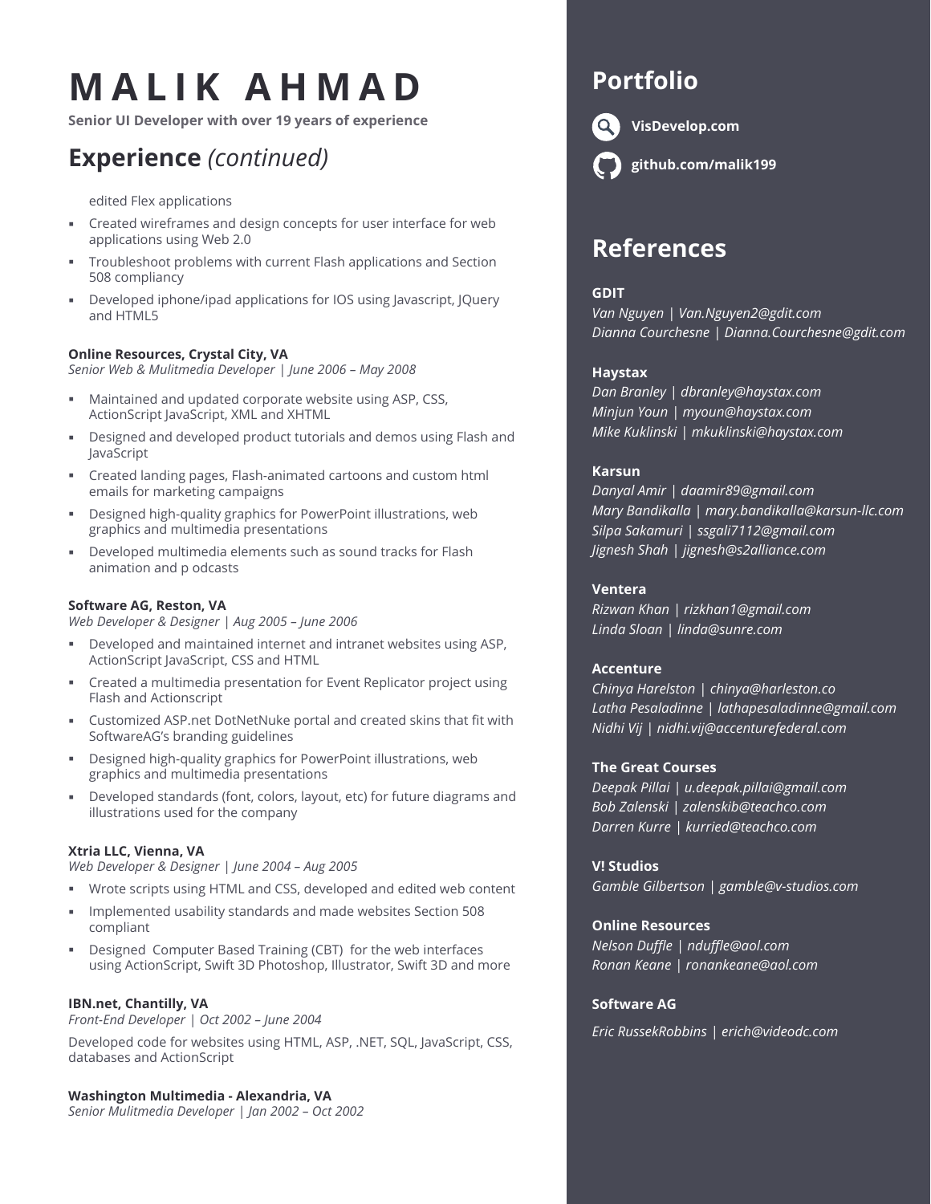# MALIK AHMAD

**Senior UI Developer with over 19 years of experience**

## Experience *(continued)*

edited Flex applications

- Created wireframes and design concepts for user interface for web applications using Web 2.0
- Troubleshoot problems with current Flash applications and Section 508 compliancy
- Developed iphone/ipad applications for IOS using Javascript, JQuery and HTML5

**Online Resources, Crystal City, VA**
*Senior Web & Mulitmedia Developer | June 2006 – May 2008*

- Maintained and updated corporate website using ASP, CSS, ActionScript JavaScript, XML and XHTML
- Designed and developed product tutorials and demos using Flash and JavaScript
- Created landing pages, Flash-animated cartoons and custom html emails for marketing campaigns
- Designed high-quality graphics for PowerPoint illustrations, web graphics and multimedia presentations
- Developed multimedia elements such as sound tracks for Flash animation and p odcasts

**Software AG, Reston, VA**
*Web Developer & Designer | Aug 2005 – June 2006*

- Developed and maintained internet and intranet websites using ASP, ActionScript JavaScript, CSS and HTML
- Created a multimedia presentation for Event Replicator project using Flash and Actionscript
- Customized ASP.net DotNetNuke portal and created skins that fit with SoftwareAG's branding guidelines
- Designed high-quality graphics for PowerPoint illustrations, web graphics and multimedia presentations
- Developed standards (font, colors, layout, etc) for future diagrams and illustrations used for the company

**Xtria LLC, Vienna, VA**
*Web Developer & Designer | June 2004 – Aug 2005*

- Wrote scripts using HTML and CSS, developed and edited web content
- Implemented usability standards and made websites Section 508 compliant
- Designed Computer Based Training (CBT) for the web interfaces using ActionScript, Swift 3D Photoshop, Illustrator, Swift 3D and more

**IBN.net, Chantilly, VA**
*Front-End Developer | Oct 2002 – June 2004*

Developed code for websites using HTML, ASP, .NET, SQL, JavaScript, CSS, databases and ActionScript

**Washington Multimedia - Alexandria, VA**
*Senior Mulitmedia Developer | Jan 2002 – Oct 2002*

## Portfolio

**VisDevelop.com**

**github.com/malik199**

## References

**GDIT**
*Van Nguyen | Van.Nguyen2@gdit.com*
*Dianna Courchesne | Dianna.Courchesne@gdit.com*

**Haystax**
*Dan Branley | dbranley@haystax.com*
*Minjun Youn | myoun@haystax.com*
*Mike Kuklinski | mkuklinski@haystax.com*

**Karsun**
*Danyal Amir | daamir89@gmail.com*
*Mary Bandikalla | mary.bandikalla@karsun-llc.com*
*Silpa Sakamuri | ssgali7112@gmail.com*
*Jignesh Shah | jignesh@s2alliance.com*

**Ventera**
*Rizwan Khan | rizkhan1@gmail.com*
*Linda Sloan | linda@sunre.com*

**Accenture**
*Chinya Harelston | chinya@harleston.co*
*Latha Pesaladinne | lathapesaladinne@gmail.com*
*Nidhi Vij | nidhi.vij@accenturefederal.com*

**The Great Courses**
*Deepak Pillai | u.deepak.pillai@gmail.com*
*Bob Zalenski | zalenskib@teachco.com*
*Darren Kurre | kurried@teachco.com*

**V! Studios**
*Gamble Gilbertson | gamble@v-studios.com*

**Online Resources**
*Nelson Duffle | nduffle@aol.com*
*Ronan Keane | ronankeane@aol.com*

**Software AG**
*Eric RussekRobbins | erich@videodc.com*